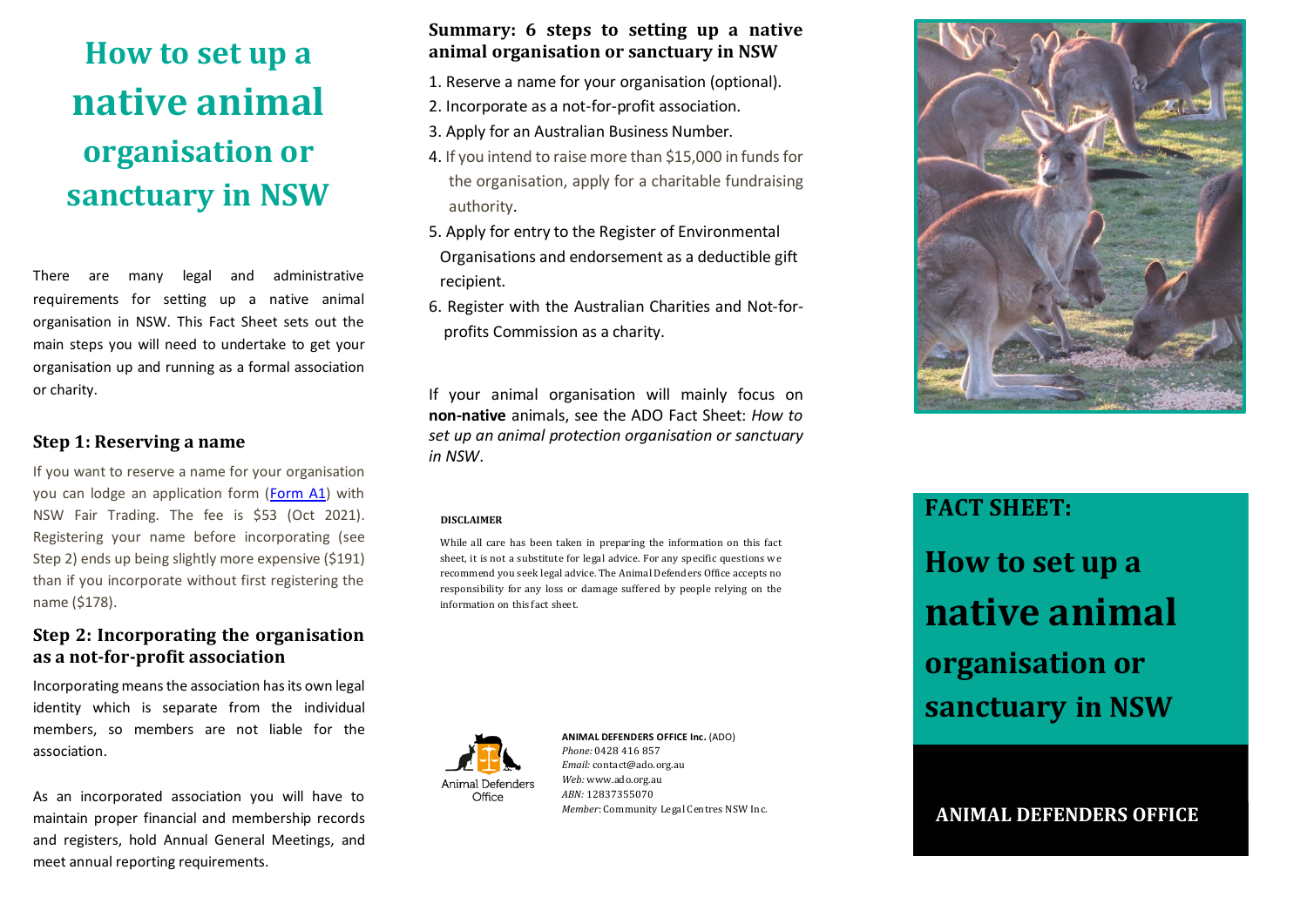# How to set up a native animal organisation or sanctuary in NSW

There are many legal and administrative requirements for setting up a native animal organisation in NSW. This Fact Sheet sets out the main steps you will need to undertake to get your organisation up and running as a formal association or charity.

## Step 1: Reserving a name

If you want to reserve a name for your organisation you can lodge an application form ([Form A1]) with NSW Fair Trading. The fee is $53 (Oct 2021). Registering your name before incorporating (see Step 2) ends up being slightly more expensive ($191) than if you incorporate without first registering the name ($178).

## Step 2: Incorporating the organisation as a not-for-profit association

Incorporating means the association has its own legal identity which is separate from the individual members, so members are not liable for the association.

As an incorporated association you will have to maintain proper financial and membership records and registers, hold Annual General Meetings, and meet annual reporting requirements.

## Summary: 6 steps to setting up a native animal organisation or sanctuary in NSW

1. Reserve a name for your organisation (optional).
2. Incorporate as a not-for-profit association.
3. Apply for an Australian Business Number.
4. If you intend to raise more than $15,000 in funds for the organisation, apply for a charitable fundraising authority.
5. Apply for entry to the Register of Environmental Organisations and endorsement as a deductible gift recipient.
6. Register with the Australian Charities and Not-for-profits Commission as a charity.

If your animal organisation will mainly focus on **non-native** animals, see the ADO Fact Sheet: *How to set up an animal protection organisation or sanctuary in NSW*.

**DISCLAIMER**

While all care has been taken in preparing the information on this fact sheet, it is not a substitute for legal advice. For any specific questions we recommend you seek legal advice. The Animal Defenders Office accepts no responsibility for any loss or damage suffered by people relying on the information on this fact sheet.

Animal Defenders Office

**ANIMAL DEFENDERS OFFICE Inc.** (ADO)
*Phone:* 0428 416 857
*Email:* contact@ado.org.au
*Web:* www.ado.org.au
*ABN:* 12837355070
*Member:* Community Legal Centres NSW Inc.

**FACT SHEET:**

**How to set up a native animal organisation or sanctuary in NSW**

**ANIMAL DEFENDERS OFFICE**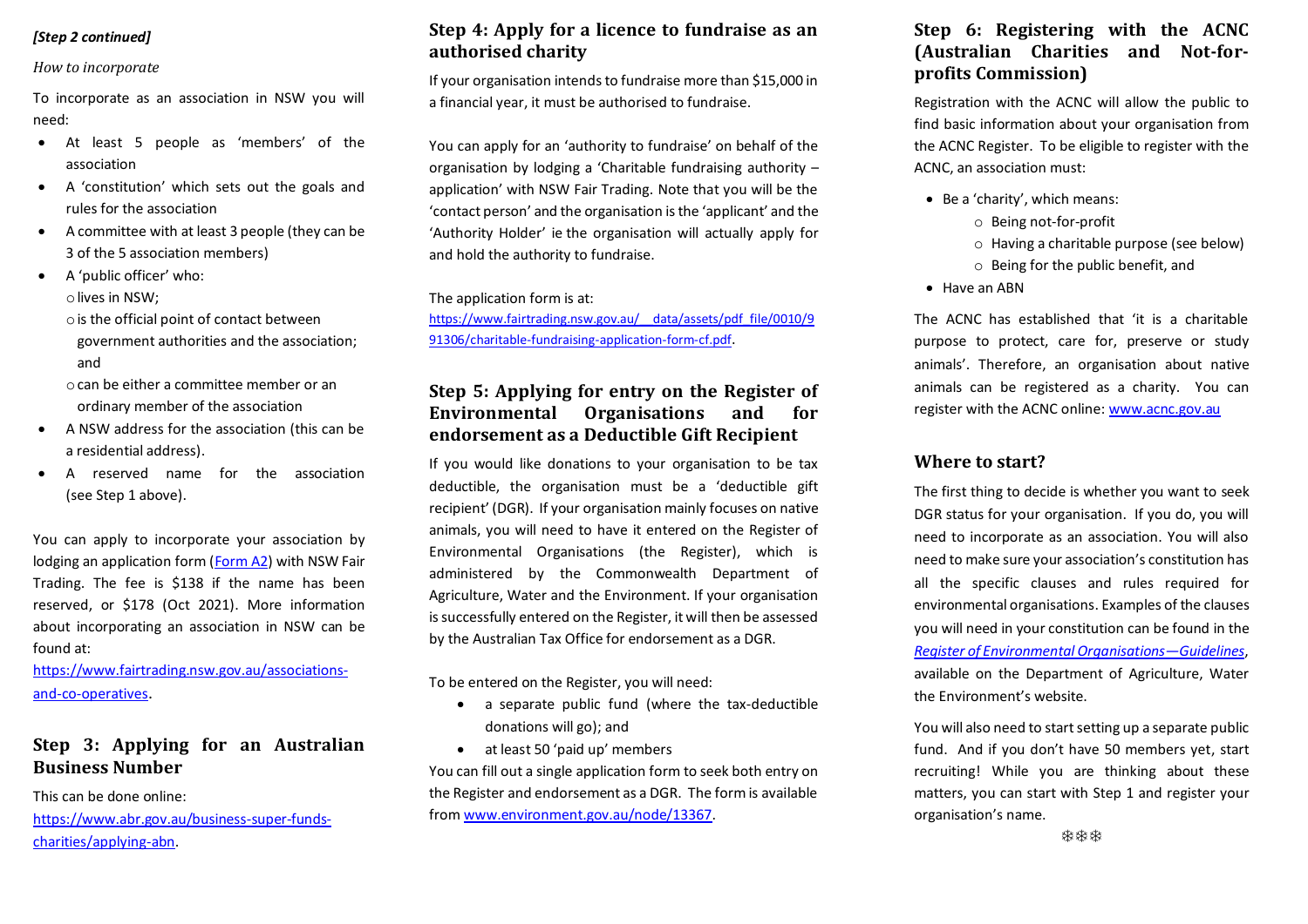*[Step 2 continued]*

*How to incorporate*

To incorporate as an association in NSW you will need:

- At least 5 people as 'members' of the association
- A 'constitution' which sets out the goals and rules for the association
- A committee with at least 3 people (they can be 3 of the 5 association members)
- A 'public officer' who:
  - lives in NSW;
  - is the official point of contact between government authorities and the association; and
  - can be either a committee member or an ordinary member of the association
- A NSW address for the association (this can be a residential address).
- A reserved name for the association (see Step 1 above).

You can apply to incorporate your association by lodging an application form (Form A2) with NSW Fair Trading. The fee is $138 if the name has been reserved, or $178 (Oct 2021). More information about incorporating an association in NSW can be found at: https://www.fairtrading.nsw.gov.au/associations-and-co-operatives.

## Step 3: Applying for an Australian Business Number

This can be done online: https://www.abr.gov.au/business-super-funds-charities/applying-abn.

## Step 4: Apply for a licence to fundraise as an authorised charity

If your organisation intends to fundraise more than $15,000 in a financial year, it must be authorised to fundraise.

You can apply for an 'authority to fundraise' on behalf of the organisation by lodging a 'Charitable fundraising authority – application' with NSW Fair Trading. Note that you will be the 'contact person' and the organisation is the 'applicant' and the 'Authority Holder' ie the organisation will actually apply for and hold the authority to fundraise.

The application form is at: https://www.fairtrading.nsw.gov.au/__data/assets/pdf_file/0010/991306/charitable-fundraising-application-form-cf.pdf.

## Step 5: Applying for entry on the Register of Environmental Organisations and for endorsement as a Deductible Gift Recipient

If you would like donations to your organisation to be tax deductible, the organisation must be a 'deductible gift recipient' (DGR). If your organisation mainly focuses on native animals, you will need to have it entered on the Register of Environmental Organisations (the Register), which is administered by the Commonwealth Department of Agriculture, Water and the Environment. If your organisation is successfully entered on the Register, it will then be assessed by the Australian Tax Office for endorsement as a DGR.

To be entered on the Register, you will need:

- a separate public fund (where the tax-deductible donations will go); and
- at least 50 'paid up' members

You can fill out a single application form to seek both entry on the Register and endorsement as a DGR. The form is available from www.environment.gov.au/node/13367.

## Step 6: Registering with the ACNC (Australian Charities and Not-for-profits Commission)

Registration with the ACNC will allow the public to find basic information about your organisation from the ACNC Register. To be eligible to register with the ACNC, an association must:

- Be a 'charity', which means:
  - Being not-for-profit
  - Having a charitable purpose (see below)
  - Being for the public benefit, and
- Have an ABN

The ACNC has established that 'it is a charitable purpose to protect, care for, preserve or study animals'. Therefore, an organisation about native animals can be registered as a charity. You can register with the ACNC online: www.acnc.gov.au

## Where to start?

The first thing to decide is whether you want to seek DGR status for your organisation. If you do, you will need to incorporate as an association. You will also need to make sure your association's constitution has all the specific clauses and rules required for environmental organisations. Examples of the clauses you will need in your constitution can be found in the *Register of Environmental Organisations—Guidelines*, available on the Department of Agriculture, Water the Environment's website.

You will also need to start setting up a separate public fund. And if you don't have 50 members yet, start recruiting! While you are thinking about these matters, you can start with Step 1 and register your organisation's name.

❄❄❄